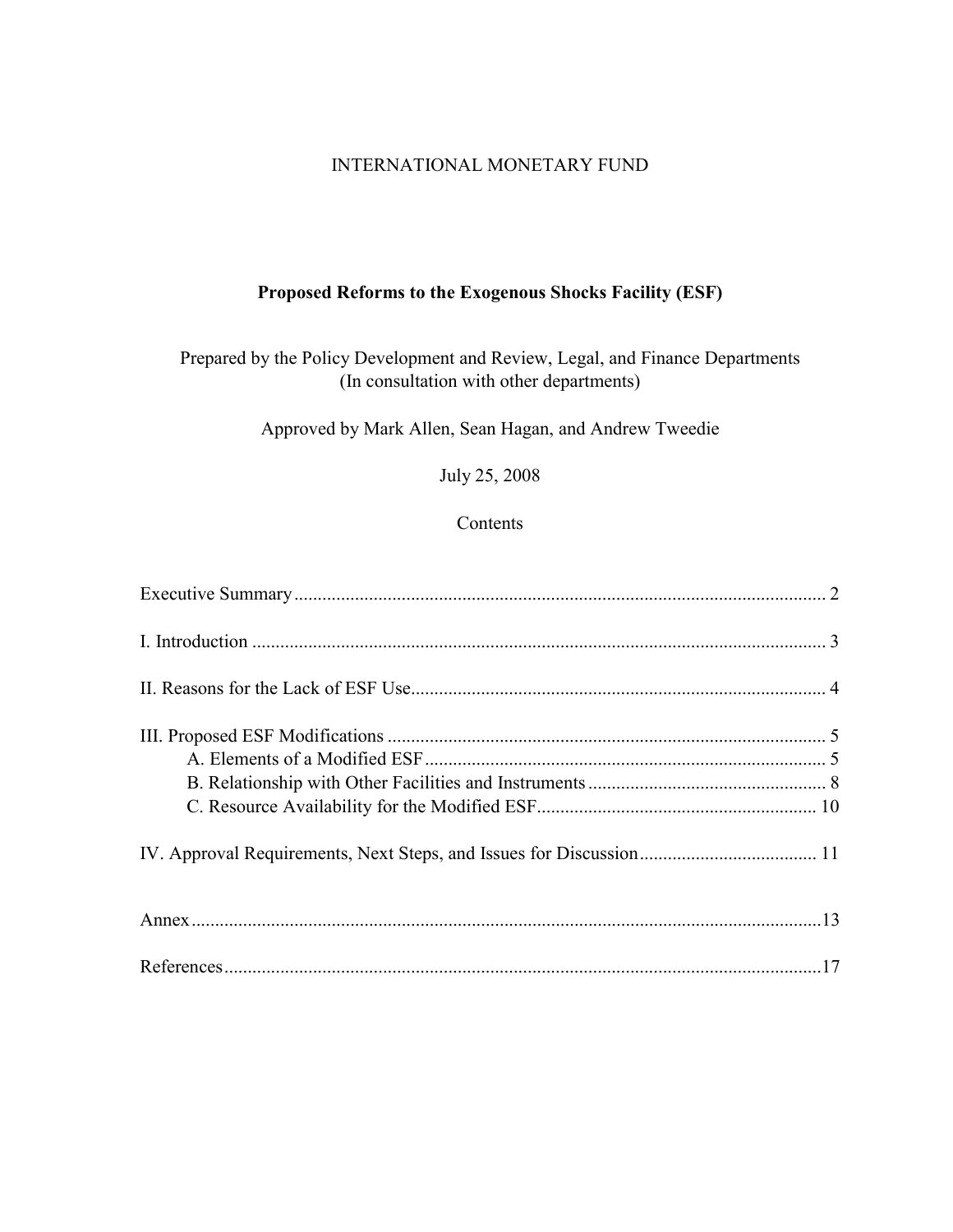INTERNATIONAL MONETARY FUND

# Proposed Reforms to the Exogenous Shocks Facility (ESF)

Prepared by the Policy Development and Review, Legal, and Finance Departments
(In consultation with other departments)

Approved by Mark Allen, Sean Hagan, and Andrew Tweedie

July 25, 2008

Contents

Executive Summary .......... 2

I. Introduction .......... 3

II. Reasons for the Lack of ESF Use .......... 4

III. Proposed ESF Modifications .......... 5
- A. Elements of a Modified ESF .......... 5
- B. Relationship with Other Facilities and Instruments .......... 8
- C. Resource Availability for the Modified ESF .......... 10

IV. Approval Requirements, Next Steps, and Issues for Discussion .......... 11

Annex .......... 13

References .......... 17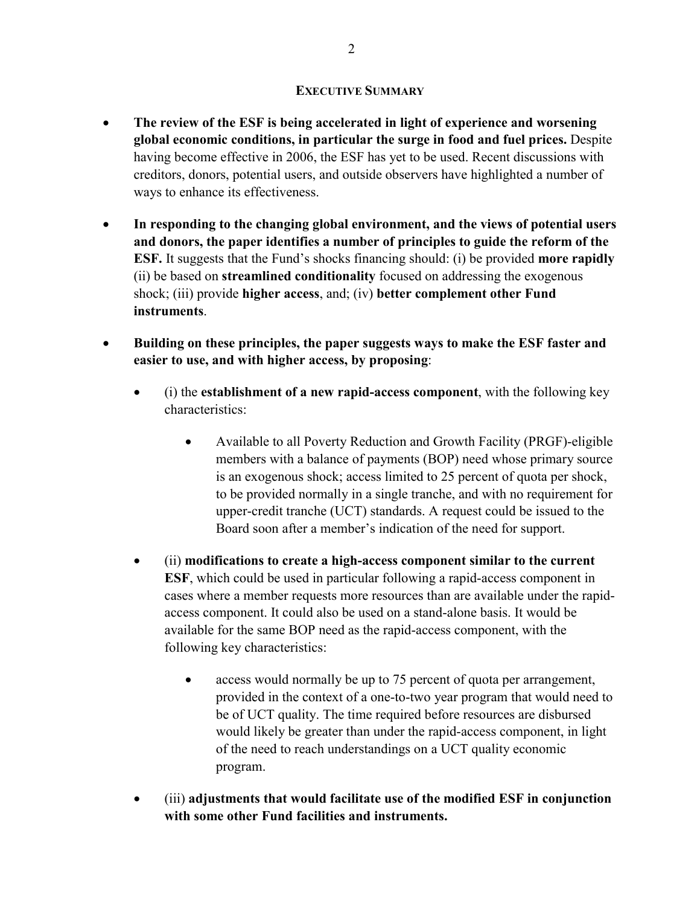## EXECUTIVE SUMMARY

- **The review of the ESF is being accelerated in light of experience and worsening global economic conditions, in particular the surge in food and fuel prices.** Despite having become effective in 2006, the ESF has yet to be used. Recent discussions with creditors, donors, potential users, and outside observers have highlighted a number of ways to enhance its effectiveness.

- **In responding to the changing global environment, and the views of potential users and donors, the paper identifies a number of principles to guide the reform of the ESF.** It suggests that the Fund's shocks financing should: (i) be provided **more rapidly** (ii) be based on **streamlined conditionality** focused on addressing the exogenous shock; (iii) provide **higher access**, and; (iv) **better complement other Fund instruments**.

- **Building on these principles, the paper suggests ways to make the ESF faster and easier to use, and with higher access, by proposing**:

    - (i) the **establishment of a new rapid-access component**, with the following key characteristics:

        - Available to all Poverty Reduction and Growth Facility (PRGF)-eligible members with a balance of payments (BOP) need whose primary source is an exogenous shock; access limited to 25 percent of quota per shock, to be provided normally in a single tranche, and with no requirement for upper-credit tranche (UCT) standards. A request could be issued to the Board soon after a member's indication of the need for support.

    - (ii) **modifications to create a high-access component similar to the current ESF**, which could be used in particular following a rapid-access component in cases where a member requests more resources than are available under the rapid-access component. It could also be used on a stand-alone basis. It would be available for the same BOP need as the rapid-access component, with the following key characteristics:

        - access would normally be up to 75 percent of quota per arrangement, provided in the context of a one-to-two year program that would need to be of UCT quality. The time required before resources are disbursed would likely be greater than under the rapid-access component, in light of the need to reach understandings on a UCT quality economic program.

    - (iii) **adjustments that would facilitate use of the modified ESF in conjunction with some other Fund facilities and instruments.**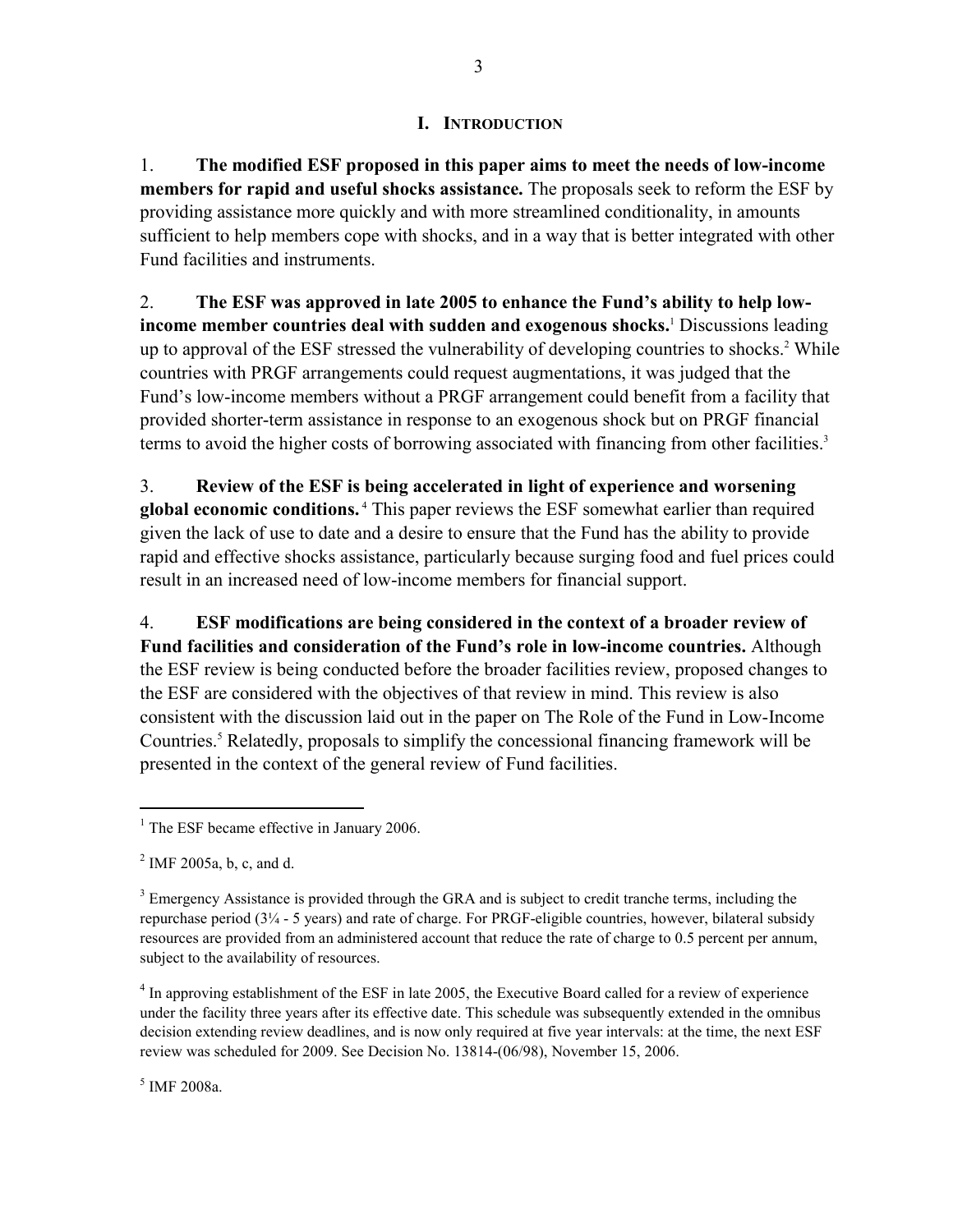# I. INTRODUCTION

1. **The modified ESF proposed in this paper aims to meet the needs of low-income members for rapid and useful shocks assistance.** The proposals seek to reform the ESF by providing assistance more quickly and with more streamlined conditionality, in amounts sufficient to help members cope with shocks, and in a way that is better integrated with other Fund facilities and instruments.

2. **The ESF was approved in late 2005 to enhance the Fund's ability to help low-income member countries deal with sudden and exogenous shocks.**[1] Discussions leading up to approval of the ESF stressed the vulnerability of developing countries to shocks.[2] While countries with PRGF arrangements could request augmentations, it was judged that the Fund's low-income members without a PRGF arrangement could benefit from a facility that provided shorter-term assistance in response to an exogenous shock but on PRGF financial terms to avoid the higher costs of borrowing associated with financing from other facilities.[3]

3. **Review of the ESF is being accelerated in light of experience and worsening global economic conditions.**[4] This paper reviews the ESF somewhat earlier than required given the lack of use to date and a desire to ensure that the Fund has the ability to provide rapid and effective shocks assistance, particularly because surging food and fuel prices could result in an increased need of low-income members for financial support.

4. **ESF modifications are being considered in the context of a broader review of Fund facilities and consideration of the Fund's role in low-income countries.** Although the ESF review is being conducted before the broader facilities review, proposed changes to the ESF are considered with the objectives of that review in mind. This review is also consistent with the discussion laid out in the paper on The Role of the Fund in Low-Income Countries.[5] Relatedly, proposals to simplify the concessional financing framework will be presented in the context of the general review of Fund facilities.

---

[1] The ESF became effective in January 2006.

[2] IMF 2005a, b, c, and d.

[3] Emergency Assistance is provided through the GRA and is subject to credit tranche terms, including the repurchase period (3¼ - 5 years) and rate of charge. For PRGF-eligible countries, however, bilateral subsidy resources are provided from an administered account that reduce the rate of charge to 0.5 percent per annum, subject to the availability of resources.

[4] In approving establishment of the ESF in late 2005, the Executive Board called for a review of experience under the facility three years after its effective date. This schedule was subsequently extended in the omnibus decision extending review deadlines, and is now only required at five year intervals: at the time, the next ESF review was scheduled for 2009. See Decision No. 13814-(06/98), November 15, 2006.

[5] IMF 2008a.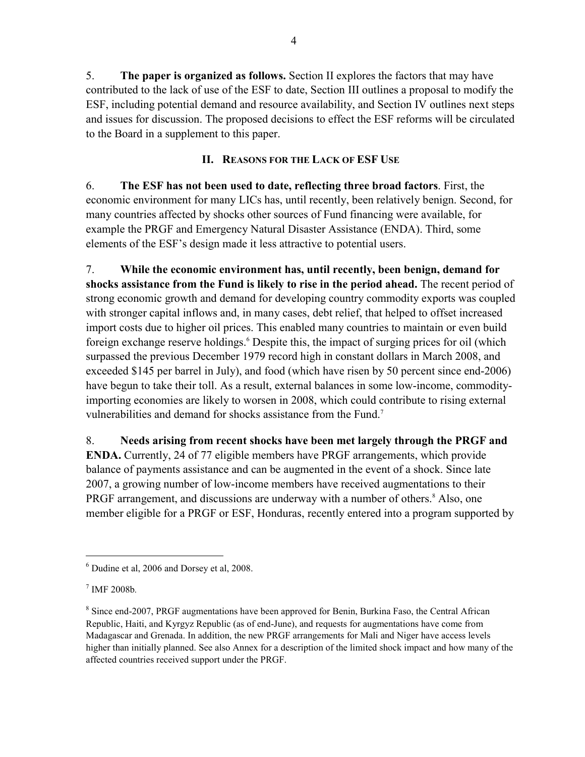5. **The paper is organized as follows.** Section II explores the factors that may have contributed to the lack of use of the ESF to date, Section III outlines a proposal to modify the ESF, including potential demand and resource availability, and Section IV outlines next steps and issues for discussion. The proposed decisions to effect the ESF reforms will be circulated to the Board in a supplement to this paper.

## II. Reasons for the Lack of ESF Use

6. **The ESF has not been used to date, reflecting three broad factors**. First, the economic environment for many LICs has, until recently, been relatively benign. Second, for many countries affected by shocks other sources of Fund financing were available, for example the PRGF and Emergency Natural Disaster Assistance (ENDA). Third, some elements of the ESF's design made it less attractive to potential users.

7. **While the economic environment has, until recently, been benign, demand for shocks assistance from the Fund is likely to rise in the period ahead.** The recent period of strong economic growth and demand for developing country commodity exports was coupled with stronger capital inflows and, in many cases, debt relief, that helped to offset increased import costs due to higher oil prices. This enabled many countries to maintain or even build foreign exchange reserve holdings.[6] Despite this, the impact of surging prices for oil (which surpassed the previous December 1979 record high in constant dollars in March 2008, and exceeded \$145 per barrel in July), and food (which have risen by 50 percent since end-2006) have begun to take their toll. As a result, external balances in some low-income, commodity-importing economies are likely to worsen in 2008, which could contribute to rising external vulnerabilities and demand for shocks assistance from the Fund.[7]

8. **Needs arising from recent shocks have been met largely through the PRGF and ENDA.** Currently, 24 of 77 eligible members have PRGF arrangements, which provide balance of payments assistance and can be augmented in the event of a shock. Since late 2007, a growing number of low-income members have received augmentations to their PRGF arrangement, and discussions are underway with a number of others.[8] Also, one member eligible for a PRGF or ESF, Honduras, recently entered into a program supported by

---

[6] Dudine et al, 2006 and Dorsey et al, 2008.

[7] IMF 2008b.

[8] Since end-2007, PRGF augmentations have been approved for Benin, Burkina Faso, the Central African Republic, Haiti, and Kyrgyz Republic (as of end-June), and requests for augmentations have come from Madagascar and Grenada. In addition, the new PRGF arrangements for Mali and Niger have access levels higher than initially planned. See also Annex for a description of the limited shock impact and how many of the affected countries received support under the PRGF.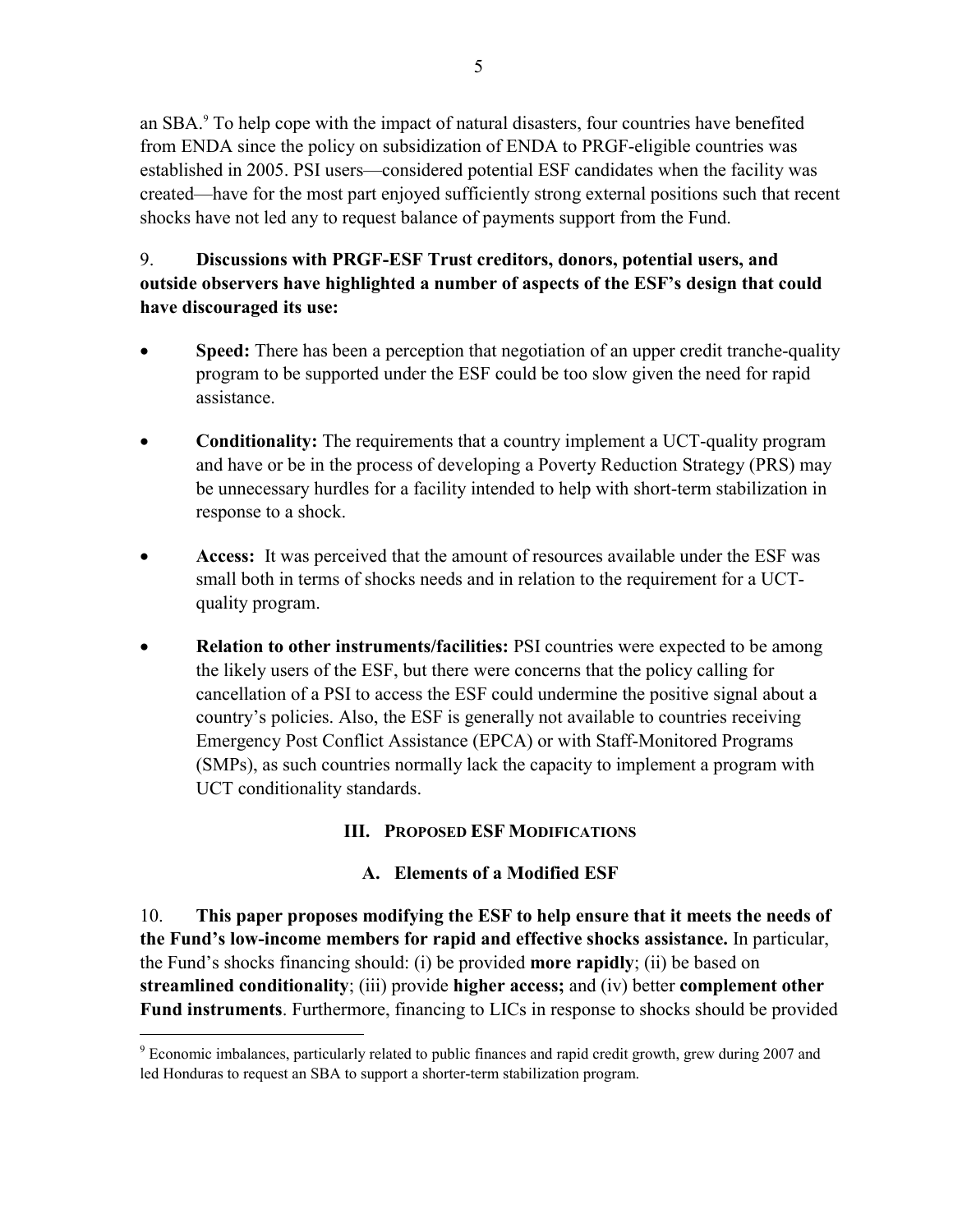an SBA.[9] To help cope with the impact of natural disasters, four countries have benefited from ENDA since the policy on subsidization of ENDA to PRGF-eligible countries was established in 2005. PSI users—considered potential ESF candidates when the facility was created—have for the most part enjoyed sufficiently strong external positions such that recent shocks have not led any to request balance of payments support from the Fund.

9. **Discussions with PRGF-ESF Trust creditors, donors, potential users, and outside observers have highlighted a number of aspects of the ESF's design that could have discouraged its use:**

- **Speed:** There has been a perception that negotiation of an upper credit tranche-quality program to be supported under the ESF could be too slow given the need for rapid assistance.
- **Conditionality:** The requirements that a country implement a UCT-quality program and have or be in the process of developing a Poverty Reduction Strategy (PRS) may be unnecessary hurdles for a facility intended to help with short-term stabilization in response to a shock.
- **Access:** It was perceived that the amount of resources available under the ESF was small both in terms of shocks needs and in relation to the requirement for a UCT-quality program.
- **Relation to other instruments/facilities:** PSI countries were expected to be among the likely users of the ESF, but there were concerns that the policy calling for cancellation of a PSI to access the ESF could undermine the positive signal about a country's policies. Also, the ESF is generally not available to countries receiving Emergency Post Conflict Assistance (EPCA) or with Staff-Monitored Programs (SMPs), as such countries normally lack the capacity to implement a program with UCT conditionality standards.

## III. Proposed ESF Modifications

### A. Elements of a Modified ESF

10. **This paper proposes modifying the ESF to help ensure that it meets the needs of the Fund's low-income members for rapid and effective shocks assistance.** In particular, the Fund's shocks financing should: (i) be provided **more rapidly**; (ii) be based on **streamlined conditionality**; (iii) provide **higher access;** and (iv) better **complement other Fund instruments**. Furthermore, financing to LICs in response to shocks should be provided

[9] Economic imbalances, particularly related to public finances and rapid credit growth, grew during 2007 and led Honduras to request an SBA to support a shorter-term stabilization program.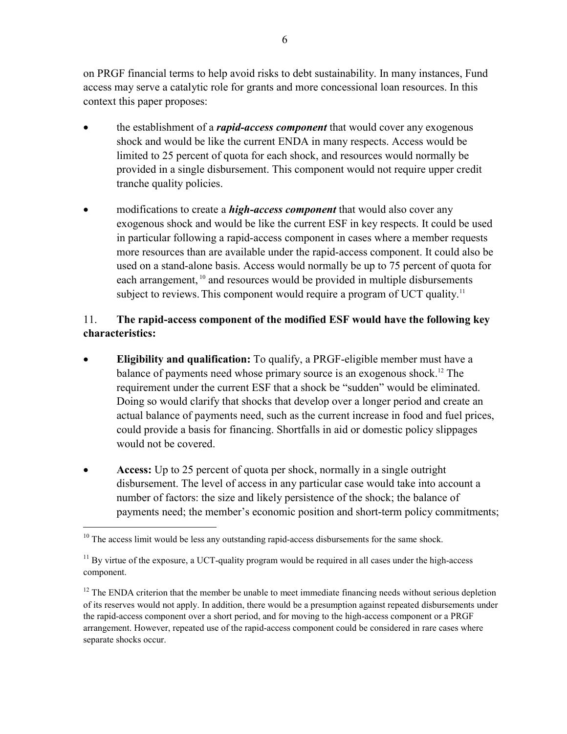on PRGF financial terms to help avoid risks to debt sustainability. In many instances, Fund access may serve a catalytic role for grants and more concessional loan resources. In this context this paper proposes:

- the establishment of a ***rapid-access component*** that would cover any exogenous shock and would be like the current ENDA in many respects. Access would be limited to 25 percent of quota for each shock, and resources would normally be provided in a single disbursement. This component would not require upper credit tranche quality policies.

- modifications to create a ***high-access component*** that would also cover any exogenous shock and would be like the current ESF in key respects. It could be used in particular following a rapid-access component in cases where a member requests more resources than are available under the rapid-access component. It could also be used on a stand-alone basis. Access would normally be up to 75 percent of quota for each arrangement, [10] and resources would be provided in multiple disbursements subject to reviews. This component would require a program of UCT quality.[11]

11. **The rapid-access component of the modified ESF would have the following key characteristics:**

- **Eligibility and qualification:** To qualify, a PRGF-eligible member must have a balance of payments need whose primary source is an exogenous shock.[12] The requirement under the current ESF that a shock be "sudden" would be eliminated. Doing so would clarify that shocks that develop over a longer period and create an actual balance of payments need, such as the current increase in food and fuel prices, could provide a basis for financing. Shortfalls in aid or domestic policy slippages would not be covered.

- **Access:** Up to 25 percent of quota per shock, normally in a single outright disbursement. The level of access in any particular case would take into account a number of factors: the size and likely persistence of the shock; the balance of payments need; the member's economic position and short-term policy commitments;

---

[10] The access limit would be less any outstanding rapid-access disbursements for the same shock.

[11] By virtue of the exposure, a UCT-quality program would be required in all cases under the high-access component.

[12] The ENDA criterion that the member be unable to meet immediate financing needs without serious depletion of its reserves would not apply. In addition, there would be a presumption against repeated disbursements under the rapid-access component over a short period, and for moving to the high-access component or a PRGF arrangement. However, repeated use of the rapid-access component could be considered in rare cases where separate shocks occur.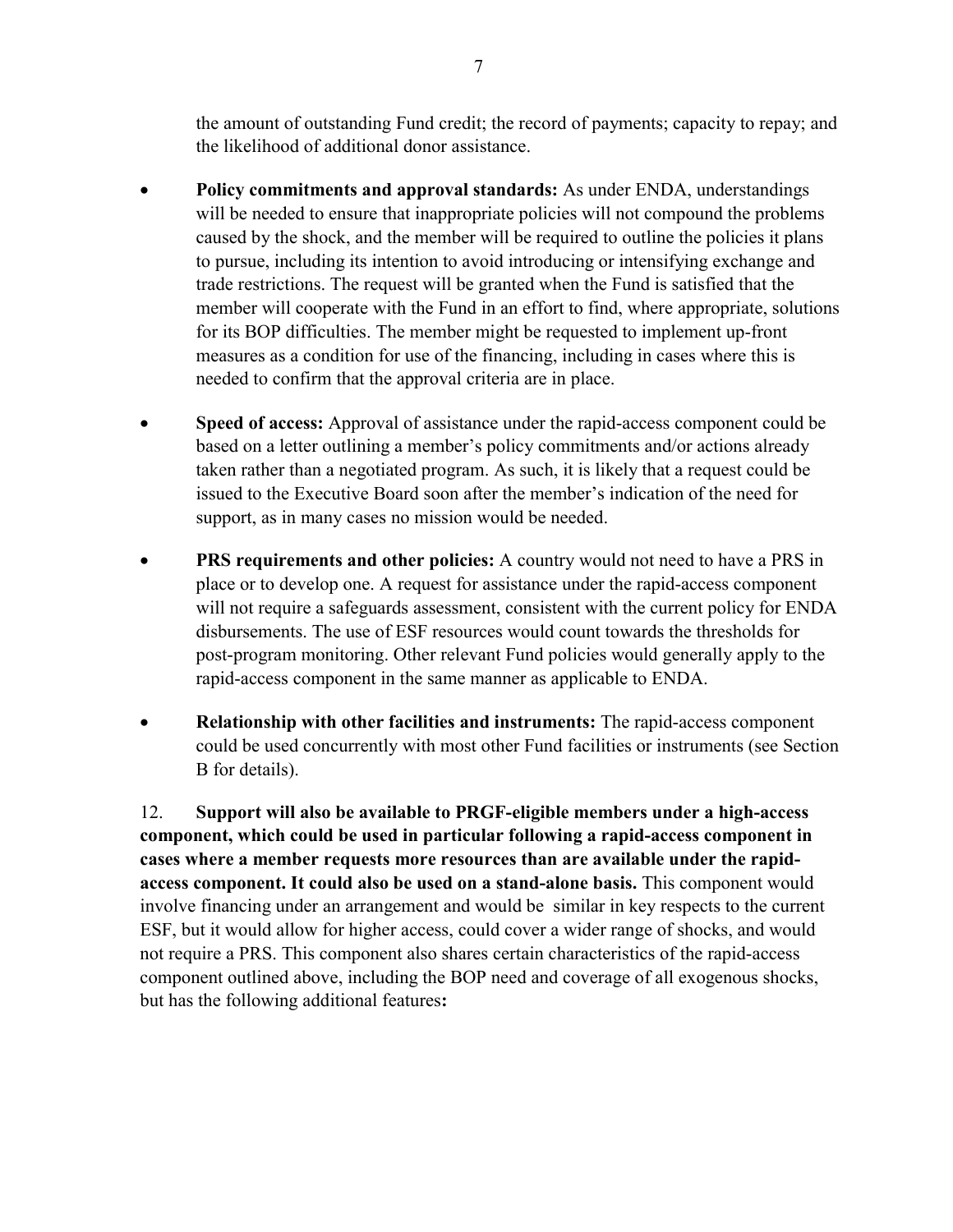the amount of outstanding Fund credit; the record of payments; capacity to repay; and the likelihood of additional donor assistance.

- **Policy commitments and approval standards:** As under ENDA, understandings will be needed to ensure that inappropriate policies will not compound the problems caused by the shock, and the member will be required to outline the policies it plans to pursue, including its intention to avoid introducing or intensifying exchange and trade restrictions. The request will be granted when the Fund is satisfied that the member will cooperate with the Fund in an effort to find, where appropriate, solutions for its BOP difficulties. The member might be requested to implement up-front measures as a condition for use of the financing, including in cases where this is needed to confirm that the approval criteria are in place.

- **Speed of access:** Approval of assistance under the rapid-access component could be based on a letter outlining a member's policy commitments and/or actions already taken rather than a negotiated program. As such, it is likely that a request could be issued to the Executive Board soon after the member's indication of the need for support, as in many cases no mission would be needed.

- **PRS requirements and other policies:** A country would not need to have a PRS in place or to develop one. A request for assistance under the rapid-access component will not require a safeguards assessment, consistent with the current policy for ENDA disbursements. The use of ESF resources would count towards the thresholds for post-program monitoring. Other relevant Fund policies would generally apply to the rapid-access component in the same manner as applicable to ENDA.

- **Relationship with other facilities and instruments:** The rapid-access component could be used concurrently with most other Fund facilities or instruments (see Section B for details).

12. **Support will also be available to PRGF-eligible members under a high-access component, which could be used in particular following a rapid-access component in cases where a member requests more resources than are available under the rapid-access component. It could also be used on a stand-alone basis.** This component would involve financing under an arrangement and would be similar in key respects to the current ESF, but it would allow for higher access, could cover a wider range of shocks, and would not require a PRS. This component also shares certain characteristics of the rapid-access component outlined above, including the BOP need and coverage of all exogenous shocks, but has the following additional features**:**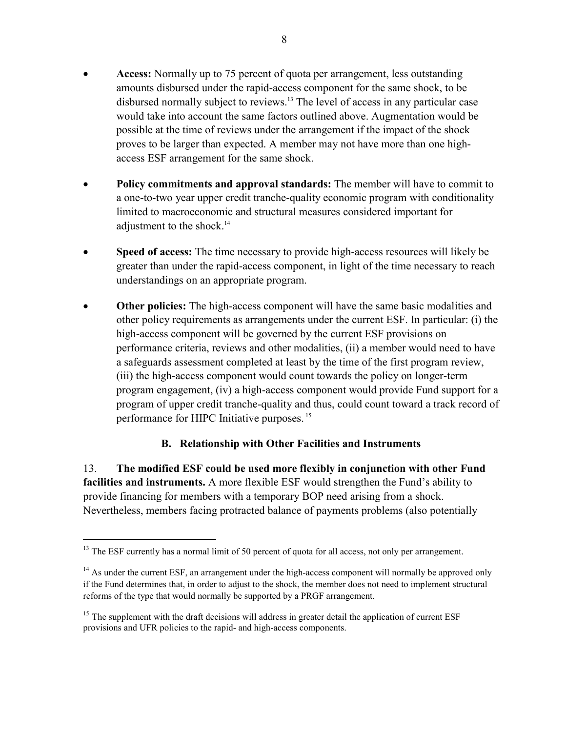- **Access:** Normally up to 75 percent of quota per arrangement, less outstanding amounts disbursed under the rapid-access component for the same shock, to be disbursed normally subject to reviews.[13] The level of access in any particular case would take into account the same factors outlined above. Augmentation would be possible at the time of reviews under the arrangement if the impact of the shock proves to be larger than expected. A member may not have more than one high-access ESF arrangement for the same shock.

- **Policy commitments and approval standards:** The member will have to commit to a one-to-two year upper credit tranche-quality economic program with conditionality limited to macroeconomic and structural measures considered important for adjustment to the shock.[14]

- **Speed of access:** The time necessary to provide high-access resources will likely be greater than under the rapid-access component, in light of the time necessary to reach understandings on an appropriate program.

- **Other policies:** The high-access component will have the same basic modalities and other policy requirements as arrangements under the current ESF. In particular: (i) the high-access component will be governed by the current ESF provisions on performance criteria, reviews and other modalities, (ii) a member would need to have a safeguards assessment completed at least by the time of the first program review, (iii) the high-access component would count towards the policy on longer-term program engagement, (iv) a high-access component would provide Fund support for a program of upper credit tranche-quality and thus, could count toward a track record of performance for HIPC Initiative purposes.[15]

### B. Relationship with Other Facilities and Instruments

13. **The modified ESF could be used more flexibly in conjunction with other Fund facilities and instruments.** A more flexible ESF would strengthen the Fund's ability to provide financing for members with a temporary BOP need arising from a shock. Nevertheless, members facing protracted balance of payments problems (also potentially

---

[13] The ESF currently has a normal limit of 50 percent of quota for all access, not only per arrangement.

[14] As under the current ESF, an arrangement under the high-access component will normally be approved only if the Fund determines that, in order to adjust to the shock, the member does not need to implement structural reforms of the type that would normally be supported by a PRGF arrangement.

[15] The supplement with the draft decisions will address in greater detail the application of current ESF provisions and UFR policies to the rapid- and high-access components.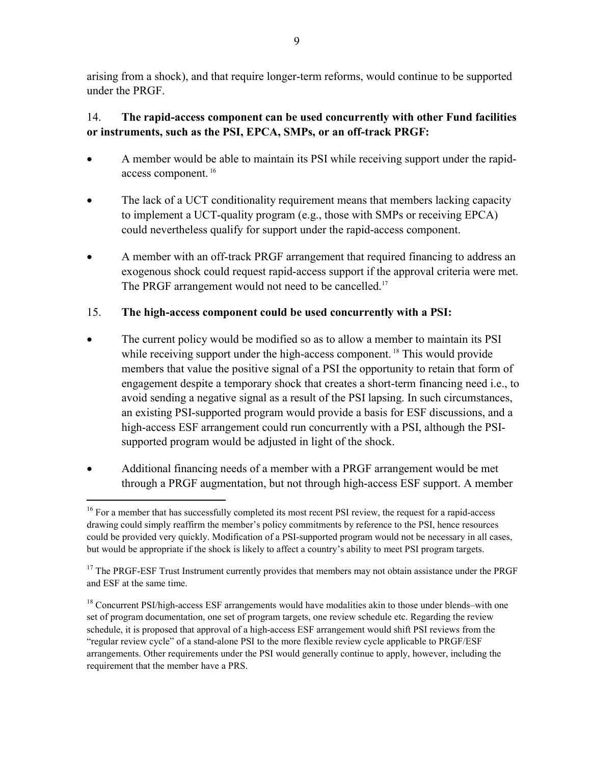arising from a shock), and that require longer-term reforms, would continue to be supported under the PRGF.

14. **The rapid-access component can be used concurrently with other Fund facilities or instruments, such as the PSI, EPCA, SMPs, or an off-track PRGF:**

- A member would be able to maintain its PSI while receiving support under the rapid-access component. [16]
- The lack of a UCT conditionality requirement means that members lacking capacity to implement a UCT-quality program (e.g., those with SMPs or receiving EPCA) could nevertheless qualify for support under the rapid-access component.
- A member with an off-track PRGF arrangement that required financing to address an exogenous shock could request rapid-access support if the approval criteria were met. The PRGF arrangement would not need to be cancelled.[17]

15. **The high-access component could be used concurrently with a PSI:**

- The current policy would be modified so as to allow a member to maintain its PSI while receiving support under the high-access component. [18] This would provide members that value the positive signal of a PSI the opportunity to retain that form of engagement despite a temporary shock that creates a short-term financing need i.e., to avoid sending a negative signal as a result of the PSI lapsing. In such circumstances, an existing PSI-supported program would provide a basis for ESF discussions, and a high-access ESF arrangement could run concurrently with a PSI, although the PSI-supported program would be adjusted in light of the shock.
- Additional financing needs of a member with a PRGF arrangement would be met through a PRGF augmentation, but not through high-access ESF support. A member

---

[16] For a member that has successfully completed its most recent PSI review, the request for a rapid-access drawing could simply reaffirm the member's policy commitments by reference to the PSI, hence resources could be provided very quickly. Modification of a PSI-supported program would not be necessary in all cases, but would be appropriate if the shock is likely to affect a country's ability to meet PSI program targets.

[17] The PRGF-ESF Trust Instrument currently provides that members may not obtain assistance under the PRGF and ESF at the same time.

[18] Concurrent PSI/high-access ESF arrangements would have modalities akin to those under blends–with one set of program documentation, one set of program targets, one review schedule etc. Regarding the review schedule, it is proposed that approval of a high-access ESF arrangement would shift PSI reviews from the "regular review cycle" of a stand-alone PSI to the more flexible review cycle applicable to PRGF/ESF arrangements. Other requirements under the PSI would generally continue to apply, however, including the requirement that the member have a PRS.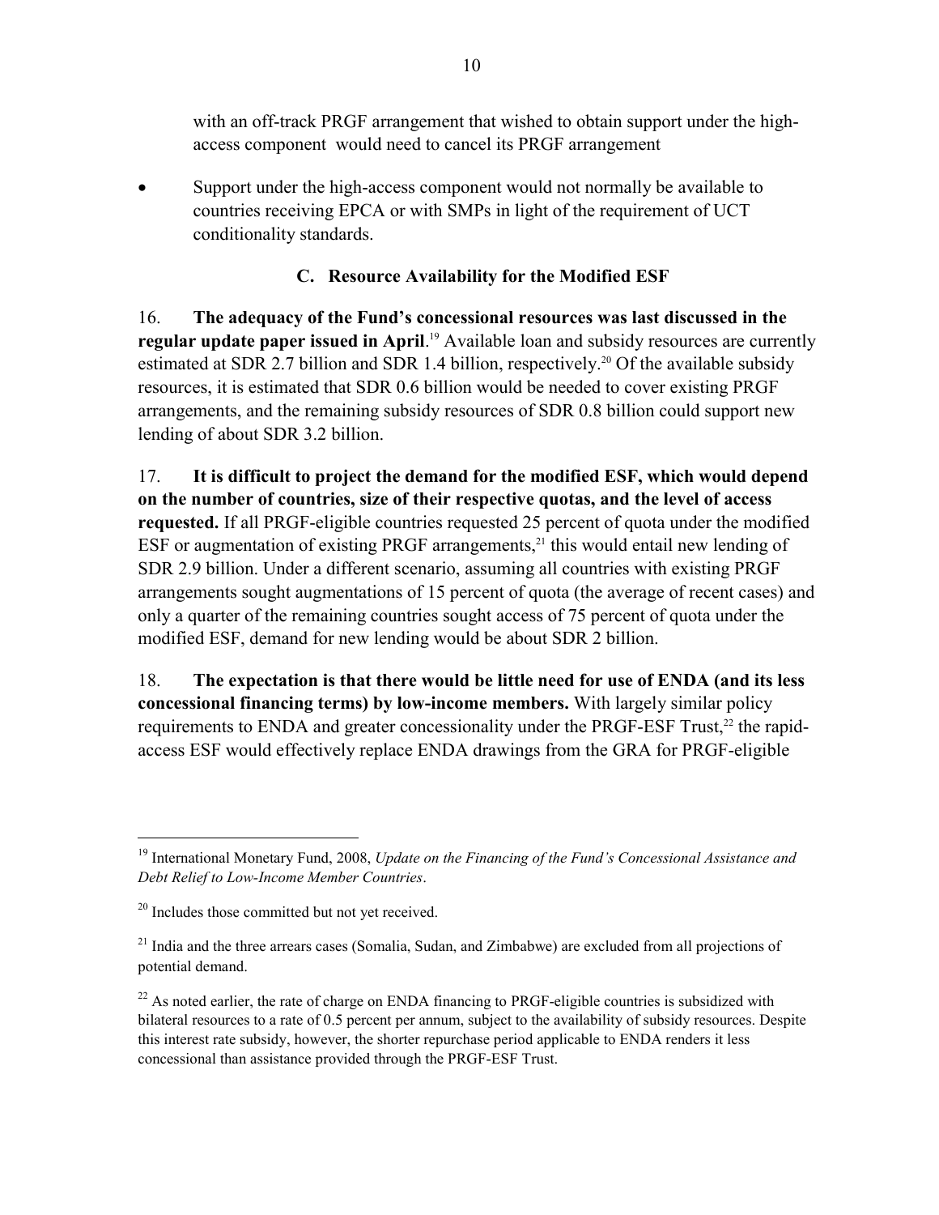with an off-track PRGF arrangement that wished to obtain support under the high-access component would need to cancel its PRGF arrangement

- Support under the high-access component would not normally be available to countries receiving EPCA or with SMPs in light of the requirement of UCT conditionality standards.

### C. Resource Availability for the Modified ESF

16. **The adequacy of the Fund's concessional resources was last discussed in the regular update paper issued in April**.[19] Available loan and subsidy resources are currently estimated at SDR 2.7 billion and SDR 1.4 billion, respectively.[20] Of the available subsidy resources, it is estimated that SDR 0.6 billion would be needed to cover existing PRGF arrangements, and the remaining subsidy resources of SDR 0.8 billion could support new lending of about SDR 3.2 billion.

17. **It is difficult to project the demand for the modified ESF, which would depend on the number of countries, size of their respective quotas, and the level of access requested.** If all PRGF-eligible countries requested 25 percent of quota under the modified ESF or augmentation of existing PRGF arrangements,[21] this would entail new lending of SDR 2.9 billion. Under a different scenario, assuming all countries with existing PRGF arrangements sought augmentations of 15 percent of quota (the average of recent cases) and only a quarter of the remaining countries sought access of 75 percent of quota under the modified ESF, demand for new lending would be about SDR 2 billion.

18. **The expectation is that there would be little need for use of ENDA (and its less concessional financing terms) by low-income members.** With largely similar policy requirements to ENDA and greater concessionality under the PRGF-ESF Trust,[22] the rapid-access ESF would effectively replace ENDA drawings from the GRA for PRGF-eligible

---

[19] International Monetary Fund, 2008, *Update on the Financing of the Fund's Concessional Assistance and Debt Relief to Low-Income Member Countries*.

[20] Includes those committed but not yet received.

[21] India and the three arrears cases (Somalia, Sudan, and Zimbabwe) are excluded from all projections of potential demand.

[22] As noted earlier, the rate of charge on ENDA financing to PRGF-eligible countries is subsidized with bilateral resources to a rate of 0.5 percent per annum, subject to the availability of subsidy resources. Despite this interest rate subsidy, however, the shorter repurchase period applicable to ENDA renders it less concessional than assistance provided through the PRGF-ESF Trust.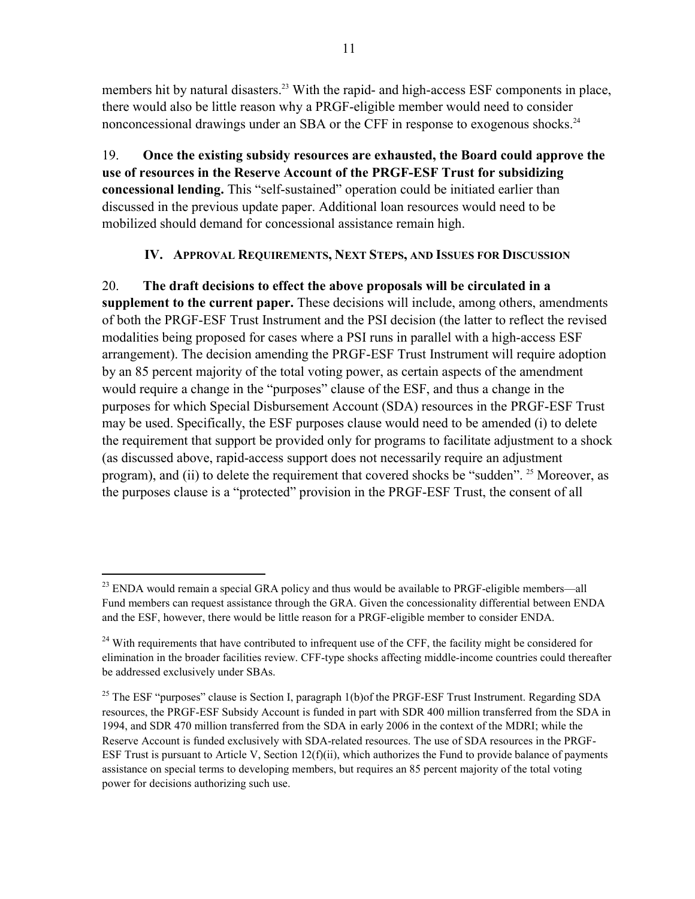members hit by natural disasters.[23] With the rapid- and high-access ESF components in place, there would also be little reason why a PRGF-eligible member would need to consider nonconcessional drawings under an SBA or the CFF in response to exogenous shocks.[24]

19. **Once the existing subsidy resources are exhausted, the Board could approve the use of resources in the Reserve Account of the PRGF-ESF Trust for subsidizing concessional lending.** This "self-sustained" operation could be initiated earlier than discussed in the previous update paper. Additional loan resources would need to be mobilized should demand for concessional assistance remain high.

## IV. Approval Requirements, Next Steps, and Issues for Discussion

20. **The draft decisions to effect the above proposals will be circulated in a supplement to the current paper.** These decisions will include, among others, amendments of both the PRGF-ESF Trust Instrument and the PSI decision (the latter to reflect the revised modalities being proposed for cases where a PSI runs in parallel with a high-access ESF arrangement). The decision amending the PRGF-ESF Trust Instrument will require adoption by an 85 percent majority of the total voting power, as certain aspects of the amendment would require a change in the "purposes" clause of the ESF, and thus a change in the purposes for which Special Disbursement Account (SDA) resources in the PRGF-ESF Trust may be used. Specifically, the ESF purposes clause would need to be amended (i) to delete the requirement that support be provided only for programs to facilitate adjustment to a shock (as discussed above, rapid-access support does not necessarily require an adjustment program), and (ii) to delete the requirement that covered shocks be "sudden". [25] Moreover, as the purposes clause is a "protected" provision in the PRGF-ESF Trust, the consent of all

---

[23] ENDA would remain a special GRA policy and thus would be available to PRGF-eligible members—all Fund members can request assistance through the GRA. Given the concessionality differential between ENDA and the ESF, however, there would be little reason for a PRGF-eligible member to consider ENDA.

[24] With requirements that have contributed to infrequent use of the CFF, the facility might be considered for elimination in the broader facilities review. CFF-type shocks affecting middle-income countries could thereafter be addressed exclusively under SBAs.

[25] The ESF "purposes" clause is Section I, paragraph 1(b)of the PRGF-ESF Trust Instrument. Regarding SDA resources, the PRGF-ESF Subsidy Account is funded in part with SDR 400 million transferred from the SDA in 1994, and SDR 470 million transferred from the SDA in early 2006 in the context of the MDRI; while the Reserve Account is funded exclusively with SDA-related resources. The use of SDA resources in the PRGF-ESF Trust is pursuant to Article V, Section 12(f)(ii), which authorizes the Fund to provide balance of payments assistance on special terms to developing members, but requires an 85 percent majority of the total voting power for decisions authorizing such use.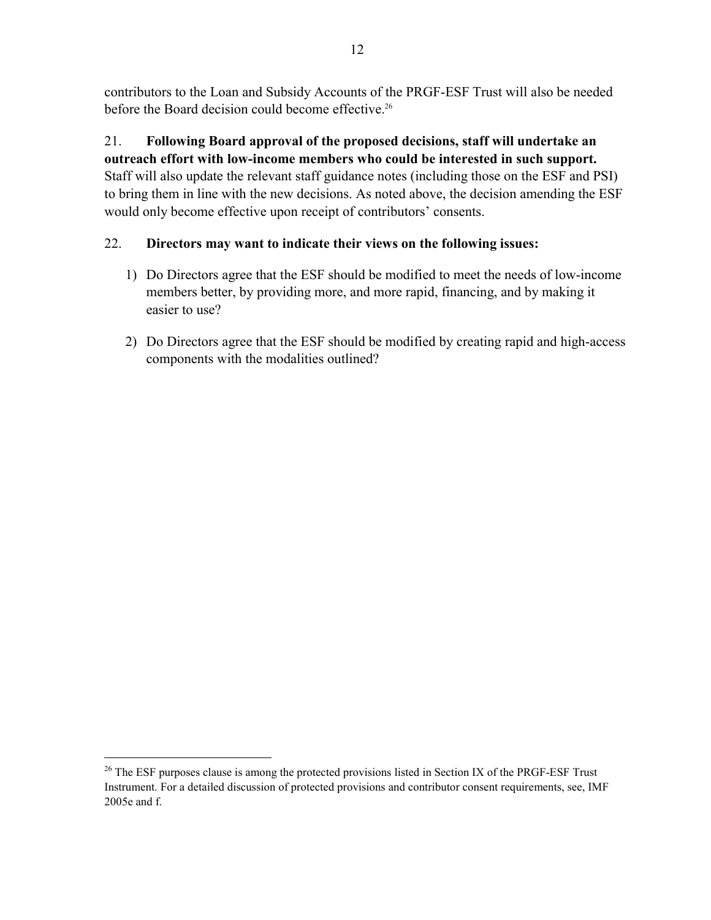contributors to the Loan and Subsidy Accounts of the PRGF-ESF Trust will also be needed before the Board decision could become effective.[26]

21. **Following Board approval of the proposed decisions, staff will undertake an outreach effort with low-income members who could be interested in such support.** Staff will also update the relevant staff guidance notes (including those on the ESF and PSI) to bring them in line with the new decisions. As noted above, the decision amending the ESF would only become effective upon receipt of contributors' consents.

22. **Directors may want to indicate their views on the following issues:**

1) Do Directors agree that the ESF should be modified to meet the needs of low-income members better, by providing more, and more rapid, financing, and by making it easier to use?

2) Do Directors agree that the ESF should be modified by creating rapid and high-access components with the modalities outlined?

---

[26] The ESF purposes clause is among the protected provisions listed in Section IX of the PRGF-ESF Trust Instrument. For a detailed discussion of protected provisions and contributor consent requirements, see, IMF 2005e and f.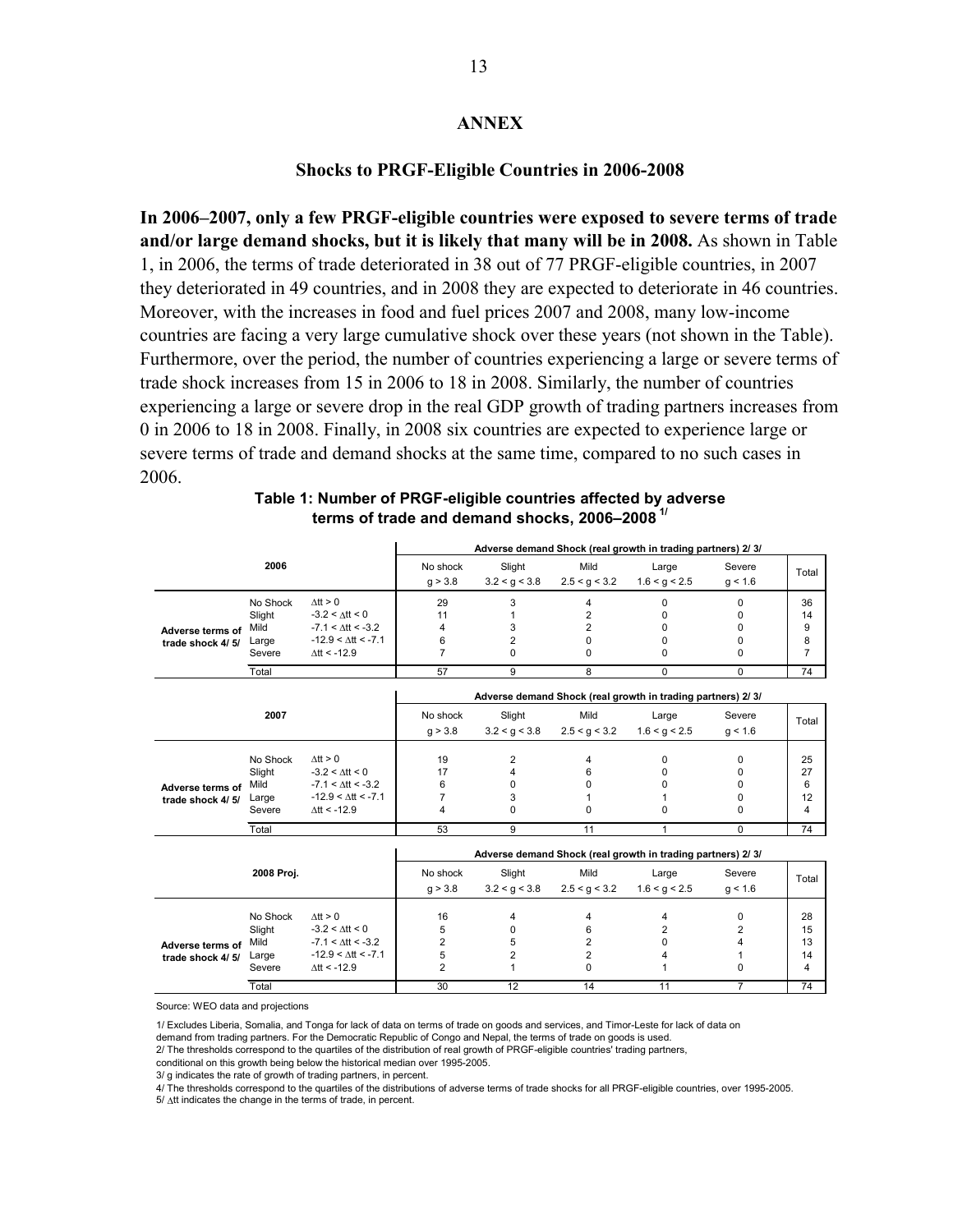## ANNEX

### Shocks to PRGF-Eligible Countries in 2006-2008

**In 2006–2007, only a few PRGF-eligible countries were exposed to severe terms of trade and/or large demand shocks, but it is likely that many will be in 2008.** As shown in Table 1, in 2006, the terms of trade deteriorated in 38 out of 77 PRGF-eligible countries, in 2007 they deteriorated in 49 countries, and in 2008 they are expected to deteriorate in 46 countries. Moreover, with the increases in food and fuel prices 2007 and 2008, many low-income countries are facing a very large cumulative shock over these years (not shown in the Table). Furthermore, over the period, the number of countries experiencing a large or severe terms of trade shock increases from 15 in 2006 to 18 in 2008. Similarly, the number of countries experiencing a large or severe drop in the real GDP growth of trading partners increases from 0 in 2006 to 18 in 2008. Finally, in 2008 six countries are expected to experience large or severe terms of trade and demand shocks at the same time, compared to no such cases in 2006.

**Table 1: Number of PRGF-eligible countries affected by adverse terms of trade and demand shocks, 2006–2008 1/**

| 2006 | | | Adverse demand Shock (real growth in trading partners) 2/ 3/ | | | | | Total |
|---|---|---|---|---|---|---|---|---|
| | | | No shock $g > 3.8$ | Slight $3.2 < g < 3.8$ | Mild $2.5 < g < 3.2$ | Large $1.6 < g < 2.5$ | Severe $g < 1.6$ | |
| Adverse terms of trade shock 4/ 5/ | No Shock | $\Delta tt > 0$ | 29 | 3 | 4 | 0 | 0 | 36 |
| | Slight | $-3.2 < \Delta tt < 0$ | 11 | 1 | 2 | 0 | 0 | 14 |
| | Mild | $-7.1 < \Delta tt < -3.2$ | 4 | 3 | 2 | 0 | 0 | 9 |
| | Large | $-12.9 < \Delta tt < -7.1$ | 6 | 2 | 0 | 0 | 0 | 8 |
| | Severe | $\Delta tt < -12.9$ | 7 | 0 | 0 | 0 | 0 | 7 |
| | Total | | 57 | 9 | 8 | 0 | 0 | 74 |

| 2007 | | | Adverse demand Shock (real growth in trading partners) 2/ 3/ | | | | | Total |
|---|---|---|---|---|---|---|---|---|
| | | | No shock $g > 3.8$ | Slight $3.2 < g < 3.8$ | Mild $2.5 < g < 3.2$ | Large $1.6 < g < 2.5$ | Severe $g < 1.6$ | |
| Adverse terms of trade shock 4/ 5/ | No Shock | $\Delta tt > 0$ | 19 | 2 | 4 | 0 | 0 | 25 |
| | Slight | $-3.2 < \Delta tt < 0$ | 17 | 4 | 6 | 0 | 0 | 27 |
| | Mild | $-7.1 < \Delta tt < -3.2$ | 6 | 0 | 0 | 0 | 0 | 6 |
| | Large | $-12.9 < \Delta tt < -7.1$ | 7 | 3 | 1 | 1 | 0 | 12 |
| | Severe | $\Delta tt < -12.9$ | 4 | 0 | 0 | 0 | 0 | 4 |
| | Total | | 53 | 9 | 11 | 1 | 0 | 74 |

| 2008 Proj. | | | Adverse demand Shock (real growth in trading partners) 2/ 3/ | | | | | Total |
|---|---|---|---|---|---|---|---|---|
| | | | No shock $g > 3.8$ | Slight $3.2 < g < 3.8$ | Mild $2.5 < g < 3.2$ | Large $1.6 < g < 2.5$ | Severe $g < 1.6$ | |
| Adverse terms of trade shock 4/ 5/ | No Shock | $\Delta tt > 0$ | 16 | 4 | 4 | 4 | 0 | 28 |
| | Slight | $-3.2 < \Delta tt < 0$ | 5 | 0 | 6 | 2 | 2 | 15 |
| | Mild | $-7.1 < \Delta tt < -3.2$ | 2 | 5 | 2 | 0 | 4 | 13 |
| | Large | $-12.9 < \Delta tt < -7.1$ | 5 | 2 | 2 | 4 | 1 | 14 |
| | Severe | $\Delta tt < -12.9$ | 2 | 1 | 0 | 1 | 0 | 4 |
| | Total | | 30 | 12 | 14 | 11 | 7 | 74 |

Source: WEO data and projections

1/ Excludes Liberia, Somalia, and Tonga for lack of data on terms of trade on goods and services, and Timor-Leste for lack of data on demand from trading partners. For the Democratic Republic of Congo and Nepal, the terms of trade on goods is used.

2/ The thresholds correspond to the quartiles of the distribution of real growth of PRGF-eligible countries' trading partners, conditional on this growth being below the historical median over 1995-2005.

3/ g indicates the rate of growth of trading partners, in percent.

4/ The thresholds correspond to the quartiles of the distributions of adverse terms of trade shocks for all PRGF-eligible countries, over 1995-2005.

5/ $\Delta tt$ indicates the change in the terms of trade, in percent.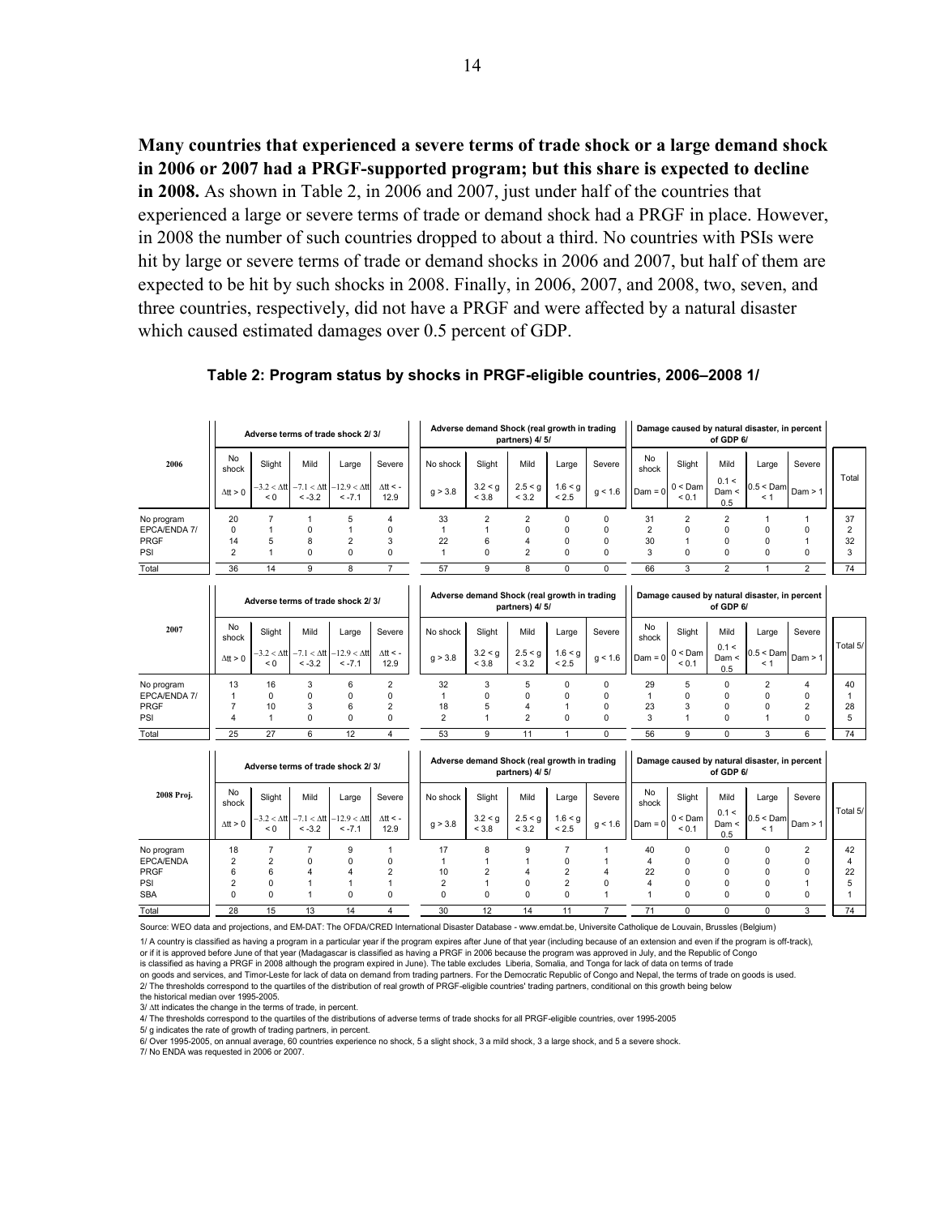**Many countries that experienced a severe terms of trade shock or a large demand shock in 2006 or 2007 had a PRGF-supported program; but this share is expected to decline in 2008.** As shown in Table 2, in 2006 and 2007, just under half of the countries that experienced a large or severe terms of trade or demand shock had a PRGF in place. However, in 2008 the number of such countries dropped to about a third. No countries with PSIs were hit by large or severe terms of trade or demand shocks in 2006 and 2007, but half of them are expected to be hit by such shocks in 2008. Finally, in 2006, 2007, and 2008, two, seven, and three countries, respectively, did not have a PRGF and were affected by a natural disaster which caused estimated damages over 0.5 percent of GDP.

**Table 2: Program status by shocks in PRGF-eligible countries, 2006–2008 1/**

| 2006 | Adverse terms of trade shock 2/ 3/ | | | | | Adverse demand Shock (real growth in trading partners) 4/ 5/ | | | | | Damage caused by natural disaster, in percent of GDP 6/ | | | | | Total |
|---|---|---|---|---|---|---|---|---|---|---|---|---|---|---|---|---|
| | No shock | Slight | Mild | Large | Severe | No shock | Slight | Mild | Large | Severe | No shock | Slight | Mild | Large | Severe | |
| | $\Delta tt > 0$ | $-3.2 < \Delta tt < 0$ | $-7.1 < \Delta tt < -3.2$ | $-12.9 < \Delta tt < -7.1$ | $\Delta tt < -12.9$ | $g > 3.8$ | $3.2 < g < 3.8$ | $2.5 < g < 3.2$ | $1.6 < g < 2.5$ | $g < 1.6$ | Dam = 0 | 0 < Dam < 0.1 | 0.1 < Dam < 0.5 | 0.5 < Dam < 1 | Dam > 1 | |
| No program | 20 | 7 | 1 | 5 | 4 | 33 | 2 | 2 | 0 | 0 | 31 | 2 | 2 | 1 | 1 | 37 |
| EPCA/ENDA 7/ | 0 | 1 | 0 | 1 | 0 | 1 | 1 | 0 | 0 | 0 | 2 | 0 | 0 | 0 | 0 | 2 |
| PRGF | 14 | 5 | 8 | 2 | 3 | 22 | 6 | 4 | 0 | 0 | 30 | 1 | 0 | 0 | 1 | 32 |
| PSI | 2 | 1 | 0 | 0 | 0 | 1 | 0 | 2 | 0 | 0 | 3 | 0 | 0 | 0 | 0 | 3 |
| Total | 36 | 14 | 9 | 8 | 7 | 57 | 9 | 8 | 0 | 0 | 66 | 3 | 2 | 1 | 2 | 74 |

| 2007 | Adverse terms of trade shock 2/ 3/ | | | | | Adverse demand Shock (real growth in trading partners) 4/ 5/ | | | | | Damage caused by natural disaster, in percent of GDP 6/ | | | | | Total 5/ |
|---|---|---|---|---|---|---|---|---|---|---|---|---|---|---|---|---|
| | No shock | Slight | Mild | Large | Severe | No shock | Slight | Mild | Large | Severe | No shock | Slight | Mild | Large | Severe | |
| | $\Delta tt > 0$ | $-3.2 < \Delta tt < 0$ | $-7.1 < \Delta tt < -3.2$ | $-12.9 < \Delta tt < -7.1$ | $\Delta tt < -12.9$ | $g > 3.8$ | $3.2 < g < 3.8$ | $2.5 < g < 3.2$ | $1.6 < g < 2.5$ | $g < 1.6$ | Dam = 0 | 0 < Dam < 0.1 | 0.1 < Dam < 0.5 | 0.5 < Dam < 1 | Dam > 1 | |
| No program | 13 | 16 | 3 | 6 | 2 | 32 | 3 | 5 | 0 | 0 | 29 | 5 | 0 | 2 | 4 | 40 |
| EPCA/ENDA 7/ | 1 | 0 | 0 | 0 | 0 | 1 | 0 | 0 | 0 | 0 | 1 | 0 | 0 | 0 | 0 | 1 |
| PRGF | 7 | 10 | 3 | 6 | 2 | 18 | 5 | 4 | 1 | 0 | 23 | 3 | 0 | 0 | 2 | 28 |
| PSI | 4 | 1 | 0 | 0 | 0 | 2 | 1 | 2 | 0 | 0 | 3 | 1 | 0 | 1 | 0 | 5 |
| Total | 25 | 27 | 6 | 12 | 4 | 53 | 9 | 11 | 1 | 0 | 56 | 9 | 0 | 3 | 6 | 74 |

| 2008 Proj. | Adverse terms of trade shock 2/ 3/ | | | | | Adverse demand Shock (real growth in trading partners) 4/ 5/ | | | | | Damage caused by natural disaster, in percent of GDP 6/ | | | | | Total 5/ |
|---|---|---|---|---|---|---|---|---|---|---|---|---|---|---|---|---|
| | No shock | Slight | Mild | Large | Severe | No shock | Slight | Mild | Large | Severe | No shock | Slight | Mild | Large | Severe | |
| | $\Delta tt > 0$ | $-3.2 < \Delta tt < 0$ | $-7.1 < \Delta tt < -3.2$ | $-12.9 < \Delta tt < -7.1$ | $\Delta tt < -12.9$ | $g > 3.8$ | $3.2 < g < 3.8$ | $2.5 < g < 3.2$ | $1.6 < g < 2.5$ | $g < 1.6$ | Dam = 0 | 0 < Dam < 0.1 | 0.1 < Dam < 0.5 | 0.5 < Dam < 1 | Dam > 1 | |
| No program | 18 | 7 | 7 | 9 | 1 | 17 | 8 | 9 | 7 | 1 | 40 | 0 | 0 | 0 | 2 | 42 |
| EPCA/ENDA | 2 | 2 | 0 | 0 | 0 | 1 | 1 | 1 | 0 | 1 | 4 | 0 | 0 | 0 | 0 | 4 |
| PRGF | 6 | 6 | 4 | 4 | 2 | 10 | 2 | 4 | 2 | 4 | 22 | 0 | 0 | 0 | 0 | 22 |
| PSI | 2 | 0 | 1 | 1 | 1 | 2 | 1 | 0 | 2 | 0 | 4 | 0 | 0 | 0 | 1 | 5 |
| SBA | 0 | 0 | 1 | 0 | 0 | 0 | 0 | 0 | 0 | 1 | 1 | 0 | 0 | 0 | 0 | 1 |
| Total | 28 | 15 | 13 | 14 | 4 | 30 | 12 | 14 | 11 | 7 | 71 | 0 | 0 | 0 | 3 | 74 |

Source: WEO data and projections, and EM-DAT: The OFDA/CRED International Disaster Database - www.emdat.be, Universite Catholique de Louvain, Brussles (Belgium)

1/ A country is classified as having a program in a particular year if the program expires after June of that year (including because of an extension and even if the program is off-track), or if it is approved before June of that year (Madagascar is classified as having a PRGF in 2006 because the program was approved in July, and the Republic of Congo is classified as having a PRGF in 2008 although the program expired in June). The table excludes Liberia, Somalia, and Tonga for lack of data on terms of trade on goods and services, and Timor-Leste for lack of data on demand from trading partners. For the Democratic Republic of Congo and Nepal, the terms of trade on goods is used.
2/ The thresholds correspond to the quartiles of the distribution of real growth of PRGF-eligible countries' trading partners, conditional on this growth being below the historical median over 1995-2005.
3/ $\Delta tt$ indicates the change in the terms of trade, in percent.
4/ The thresholds correspond to the quartiles of the distributions of adverse terms of trade shocks for all PRGF-eligible countries, over 1995-2005
5/ g indicates the rate of growth of trading partners, in percent.
6/ Over 1995-2005, on annual average, 60 countries experience no shock, 5 a slight shock, 3 a mild shock, 3 a large shock, and 5 a severe shock.
7/ No ENDA was requested in 2006 or 2007.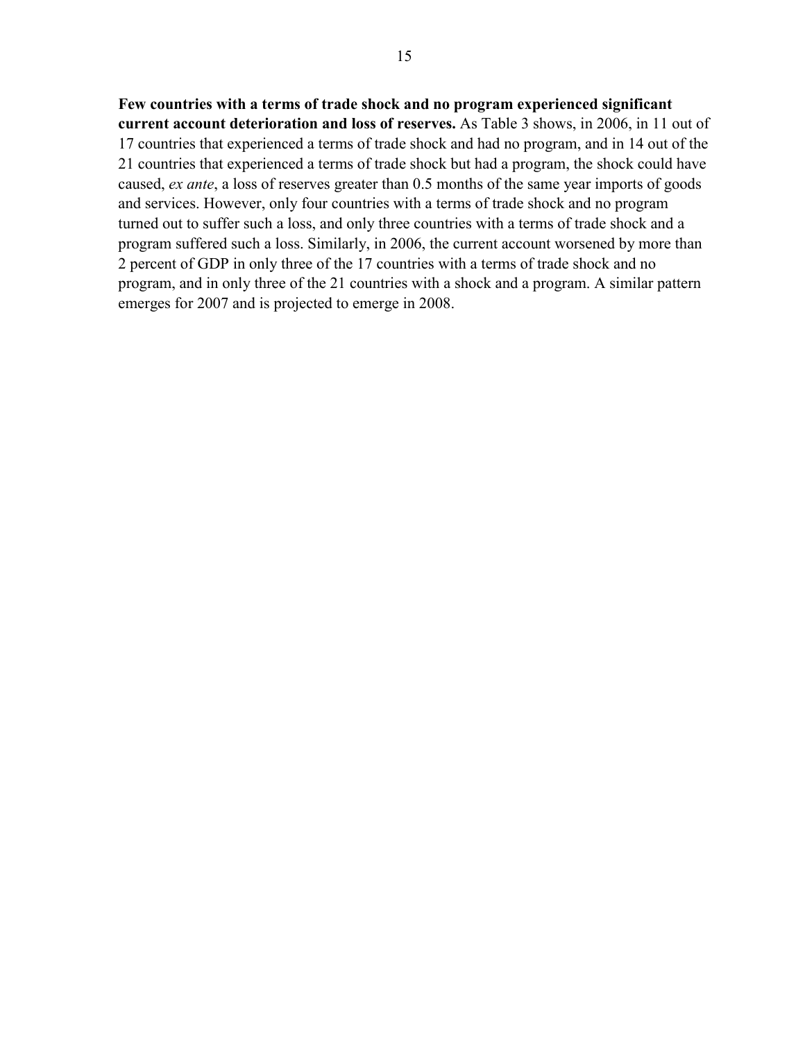**Few countries with a terms of trade shock and no program experienced significant current account deterioration and loss of reserves.** As Table 3 shows, in 2006, in 11 out of 17 countries that experienced a terms of trade shock and had no program, and in 14 out of the 21 countries that experienced a terms of trade shock but had a program, the shock could have caused, *ex ante*, a loss of reserves greater than 0.5 months of the same year imports of goods and services. However, only four countries with a terms of trade shock and no program turned out to suffer such a loss, and only three countries with a terms of trade shock and a program suffered such a loss. Similarly, in 2006, the current account worsened by more than 2 percent of GDP in only three of the 17 countries with a terms of trade shock and no program, and in only three of the 21 countries with a shock and a program. A similar pattern emerges for 2007 and is projected to emerge in 2008.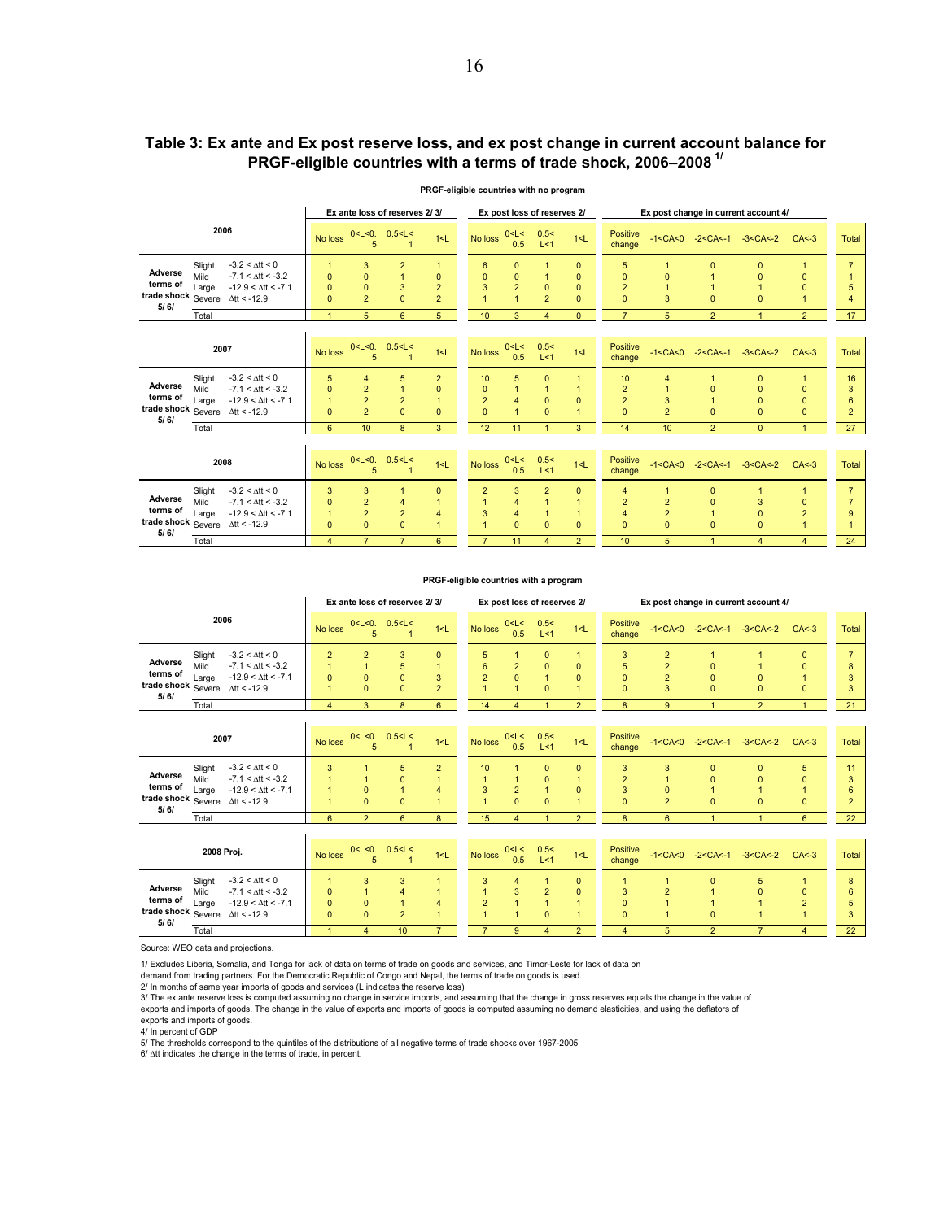## Table 3: Ex ante and Ex post reserve loss, and ex post change in current account balance for PRGF-eligible countries with a terms of trade shock, 2006–2008 [1/]

**PRGF-eligible countries with no program**

| 2006 | | Ex ante loss of reserves 2/ 3/ | | | | Ex post loss of reserves 2/ | | | | Ex post change in current account 4/ | | | | | |
|---|---|---|---|---|---|---|---|---|---|---|---|---|---|---|---|
| | | No loss | 0<L<0.5 | 0.5<L<1 | 1<L | No loss | 0<L<0.5 | 0.5<L<1 | 1<L | Positive change | -1<CA<0 | -2<CA<-1 | -3<CA<-2 | CA<-3 | Total |
| Adverse terms of trade shock 5/ 6/ Slight | $-3.2 < \Delta tt < 0$ | 1 | 3 | 2 | 1 | 6 | 0 | 1 | 0 | 5 | 1 | 0 | 0 | 1 | 7 |
| Mild | $-7.1 < \Delta tt < -3.2$ | 0 | 0 | 1 | 0 | 0 | 0 | 1 | 0 | 0 | 0 | 1 | 0 | 0 | 1 |
| Large | $-12.9 < \Delta tt < -7.1$ | 0 | 0 | 3 | 2 | 3 | 2 | 0 | 0 | 2 | 1 | 1 | 1 | 0 | 5 |
| Severe | $\Delta tt < -12.9$ | 0 | 2 | 0 | 2 | 1 | 1 | 2 | 0 | 0 | 3 | 0 | 0 | 1 | 4 |
| Total | | 1 | 5 | 6 | 5 | 10 | 3 | 4 | 0 | 7 | 5 | 2 | 1 | 2 | 17 |

| 2007 | | No loss | 0<L<0.5 | 0.5<L<1 | 1<L | No loss | 0<L<0.5 | 0.5<L<1 | 1<L | Positive change | -1<CA<0 | -2<CA<-1 | -3<CA<-2 | CA<-3 | Total |
|---|---|---|---|---|---|---|---|---|---|---|---|---|---|---|---|
| Adverse terms of trade shock 5/ 6/ Slight | $-3.2 < \Delta tt < 0$ | 5 | 4 | 5 | 2 | 10 | 5 | 0 | 1 | 10 | 4 | 1 | 0 | 1 | 16 |
| Mild | $-7.1 < \Delta tt < -3.2$ | 0 | 2 | 1 | 0 | 0 | 1 | 1 | 1 | 2 | 1 | 0 | 0 | 0 | 3 |
| Large | $-12.9 < \Delta tt < -7.1$ | 1 | 2 | 2 | 1 | 2 | 4 | 0 | 0 | 2 | 3 | 1 | 0 | 0 | 6 |
| Severe | $\Delta tt < -12.9$ | 0 | 2 | 0 | 0 | 0 | 1 | 0 | 1 | 0 | 2 | 0 | 0 | 0 | 2 |
| Total | | 6 | 10 | 8 | 3 | 12 | 11 | 1 | 3 | 14 | 10 | 2 | 0 | 1 | 27 |

| 2008 | | No loss | 0<L<0.5 | 0.5<L<1 | 1<L | No loss | 0<L<0.5 | 0.5<L<1 | 1<L | Positive change | -1<CA<0 | -2<CA<-1 | -3<CA<-2 | CA<-3 | Total |
|---|---|---|---|---|---|---|---|---|---|---|---|---|---|---|---|
| Adverse terms of trade shock 5/ 6/ Slight | $-3.2 < \Delta tt < 0$ | 3 | 3 | 1 | 0 | 2 | 3 | 2 | 0 | 4 | 1 | 0 | 1 | 1 | 7 |
| Mild | $-7.1 < \Delta tt < -3.2$ | 0 | 2 | 4 | 1 | 1 | 4 | 1 | 1 | 2 | 2 | 0 | 3 | 0 | 7 |
| Large | $-12.9 < \Delta tt < -7.1$ | 1 | 2 | 2 | 4 | 3 | 4 | 1 | 1 | 4 | 2 | 1 | 0 | 2 | 9 |
| Severe | $\Delta tt < -12.9$ | 0 | 0 | 0 | 1 | 1 | 0 | 0 | 0 | 0 | 0 | 0 | 0 | 1 | 1 |
| Total | | 4 | 7 | 7 | 6 | 7 | 11 | 4 | 2 | 10 | 5 | 1 | 4 | 4 | 24 |

**PRGF-eligible countries with a program**

| 2006 | | Ex ante loss of reserves 2/ 3/ | | | | Ex post loss of reserves 2/ | | | | Ex post change in current account 4/ | | | | | |
|---|---|---|---|---|---|---|---|---|---|---|---|---|---|---|---|
| | | No loss | 0<L<0.5 | 0.5<L<1 | 1<L | No loss | 0<L<0.5 | 0.5<L<1 | 1<L | Positive change | -1<CA<0 | -2<CA<-1 | -3<CA<-2 | CA<-3 | Total |
| Adverse terms of trade shock 5/ 6/ Slight | $-3.2 < \Delta tt < 0$ | 2 | 2 | 3 | 0 | 5 | 1 | 0 | 1 | 3 | 2 | 1 | 1 | 0 | 7 |
| Mild | $-7.1 < \Delta tt < -3.2$ | 1 | 1 | 5 | 1 | 6 | 2 | 0 | 0 | 5 | 2 | 0 | 1 | 0 | 8 |
| Large | $-12.9 < \Delta tt < -7.1$ | 0 | 0 | 0 | 3 | 2 | 0 | 1 | 0 | 0 | 2 | 0 | 0 | 1 | 3 |
| Severe | $\Delta tt < -12.9$ | 1 | 0 | 0 | 2 | 1 | 1 | 0 | 1 | 0 | 3 | 0 | 0 | 0 | 3 |
| Total | | 4 | 3 | 8 | 6 | 14 | 4 | 1 | 2 | 8 | 9 | 1 | 2 | 1 | 21 |

| 2007 | | No loss | 0<L<0.5 | 0.5<L<1 | 1<L | No loss | 0<L<0.5 | 0.5<L<1 | 1<L | Positive change | -1<CA<0 | -2<CA<-1 | -3<CA<-2 | CA<-3 | Total |
|---|---|---|---|---|---|---|---|---|---|---|---|---|---|---|---|
| Adverse terms of trade shock 5/ 6/ Slight | $-3.2 < \Delta tt < 0$ | 3 | 1 | 5 | 2 | 10 | 1 | 0 | 0 | 3 | 3 | 0 | 0 | 5 | 11 |
| Mild | $-7.1 < \Delta tt < -3.2$ | 1 | 1 | 0 | 1 | 1 | 1 | 0 | 1 | 2 | 1 | 0 | 0 | 0 | 3 |
| Large | $-12.9 < \Delta tt < -7.1$ | 1 | 0 | 1 | 4 | 3 | 2 | 1 | 0 | 3 | 0 | 1 | 1 | 1 | 6 |
| Severe | $\Delta tt < -12.9$ | 1 | 0 | 0 | 1 | 1 | 0 | 0 | 1 | 0 | 2 | 0 | 0 | 0 | 2 |
| Total | | 6 | 2 | 6 | 8 | 15 | 4 | 1 | 2 | 8 | 6 | 1 | 1 | 6 | 22 |

| 2008 Proj. | | No loss | 0<L<0.5 | 0.5<L<1 | 1<L | No loss | 0<L<0.5 | 0.5<L<1 | 1<L | Positive change | -1<CA<0 | -2<CA<-1 | -3<CA<-2 | CA<-3 | Total |
|---|---|---|---|---|---|---|---|---|---|---|---|---|---|---|---|
| Adverse terms of trade shock 5/ 6/ Slight | $-3.2 < \Delta tt < 0$ | 1 | 3 | 3 | 1 | 3 | 4 | 1 | 0 | 1 | 1 | 0 | 5 | 1 | 8 |
| Mild | $-7.1 < \Delta tt < -3.2$ | 0 | 1 | 4 | 1 | 1 | 3 | 2 | 0 | 3 | 2 | 1 | 0 | 0 | 6 |
| Large | $-12.9 < \Delta tt < -7.1$ | 0 | 0 | 1 | 4 | 2 | 1 | 1 | 1 | 0 | 1 | 1 | 1 | 2 | 5 |
| Severe | $\Delta tt < -12.9$ | 0 | 0 | 2 | 1 | 1 | 1 | 0 | 1 | 0 | 1 | 0 | 1 | 1 | 3 |
| Total | | 1 | 4 | 10 | 7 | 7 | 9 | 4 | 2 | 4 | 5 | 2 | 7 | 4 | 22 |

Source: WEO data and projections.

1/ Excludes Liberia, Somalia, and Tonga for lack of data on terms of trade on goods and services, and Timor-Leste for lack of data on demand from trading partners. For the Democratic Republic of Congo and Nepal, the terms of trade on goods is used.

2/ In months of same year imports of goods and services (L indicates the reserve loss)

3/ The ex ante reserve loss is computed assuming no change in service imports, and assuming that the change in gross reserves equals the change in the value of exports and imports of goods. The change in the value of exports and imports of goods is computed assuming no demand elasticities, and using the deflators of exports and imports of goods.

4/ In percent of GDP

5/ The thresholds correspond to the quintiles of the distributions of all negative terms of trade shocks over 1967-2005

6/ Δtt indicates the change in the terms of trade, in percent.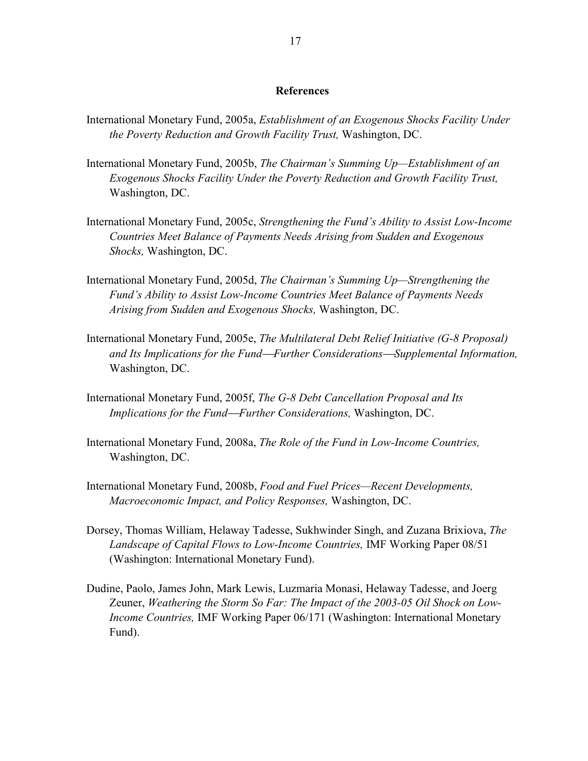## References

International Monetary Fund, 2005a, *Establishment of an Exogenous Shocks Facility Under the Poverty Reduction and Growth Facility Trust,* Washington, DC.

International Monetary Fund, 2005b, *The Chairman's Summing Up—Establishment of an Exogenous Shocks Facility Under the Poverty Reduction and Growth Facility Trust,* Washington, DC.

International Monetary Fund, 2005c, *Strengthening the Fund's Ability to Assist Low-Income Countries Meet Balance of Payments Needs Arising from Sudden and Exogenous Shocks,* Washington, DC.

International Monetary Fund, 2005d, *The Chairman's Summing Up—Strengthening the Fund's Ability to Assist Low-Income Countries Meet Balance of Payments Needs Arising from Sudden and Exogenous Shocks,* Washington, DC.

International Monetary Fund, 2005e, *The Multilateral Debt Relief Initiative (G-8 Proposal) and Its Implications for the Fund—Further Considerations—Supplemental Information,* Washington, DC.

International Monetary Fund, 2005f, *The G-8 Debt Cancellation Proposal and Its Implications for the Fund—Further Considerations,* Washington, DC.

International Monetary Fund, 2008a, *The Role of the Fund in Low-Income Countries,* Washington, DC.

International Monetary Fund, 2008b, *Food and Fuel Prices—Recent Developments, Macroeconomic Impact, and Policy Responses,* Washington, DC.

Dorsey, Thomas William, Helaway Tadesse, Sukhwinder Singh, and Zuzana Brixiova, *The Landscape of Capital Flows to Low-Income Countries,* IMF Working Paper 08/51 (Washington: International Monetary Fund).

Dudine, Paolo, James John, Mark Lewis, Luzmaria Monasi, Helaway Tadesse, and Joerg Zeuner, *Weathering the Storm So Far: The Impact of the 2003-05 Oil Shock on Low-Income Countries,* IMF Working Paper 06/171 (Washington: International Monetary Fund).